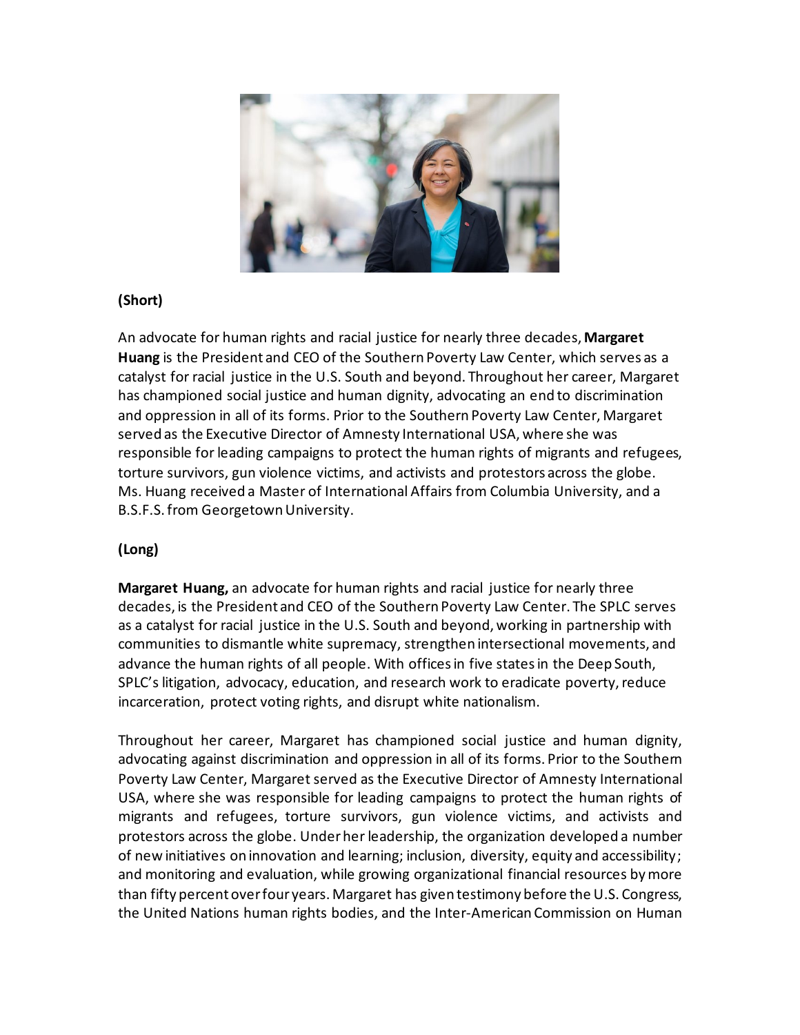**(Short)**

An advocate for human rights and racial justice for nearly three decades, **Margaret Huang** is the President and CEO of the Southern Poverty Law Center, which serves as a catalyst for racial justice in the U.S. South and beyond. Throughout her career, Margaret has championed social justice and human dignity, advocating an end to discrimination and oppression in all of its forms. Prior to the Southern Poverty Law Center, Margaret served as the Executive Director of Amnesty International USA, where she was responsible for leading campaigns to protect the human rights of migrants and refugees, torture survivors, gun violence victims, and activists and protestors across the globe. Ms. Huang received a Master of International Affairs from Columbia University, and a B.S.F.S. from Georgetown University.

**(Long)**

**Margaret Huang,** an advocate for human rights and racial justice for nearly three decades, is the President and CEO of the Southern Poverty Law Center. The SPLC serves as a catalyst for racial justice in the U.S. South and beyond, working in partnership with communities to dismantle white supremacy, strengthen intersectional movements, and advance the human rights of all people. With offices in five states in the Deep South, SPLC's litigation, advocacy, education, and research work to eradicate poverty, reduce incarceration, protect voting rights, and disrupt white nationalism.

Throughout her career, Margaret has championed social justice and human dignity, advocating against discrimination and oppression in all of its forms. Prior to the Southern Poverty Law Center, Margaret served as the Executive Director of Amnesty International USA, where she was responsible for leading campaigns to protect the human rights of migrants and refugees, torture survivors, gun violence victims, and activists and protestors across the globe. Under her leadership, the organization developed a number of new initiatives on innovation and learning; inclusion, diversity, equity and accessibility; and monitoring and evaluation, while growing organizational financial resources by more than fifty percent over four years. Margaret has given testimony before the U.S. Congress, the United Nations human rights bodies, and the Inter-American Commission on Human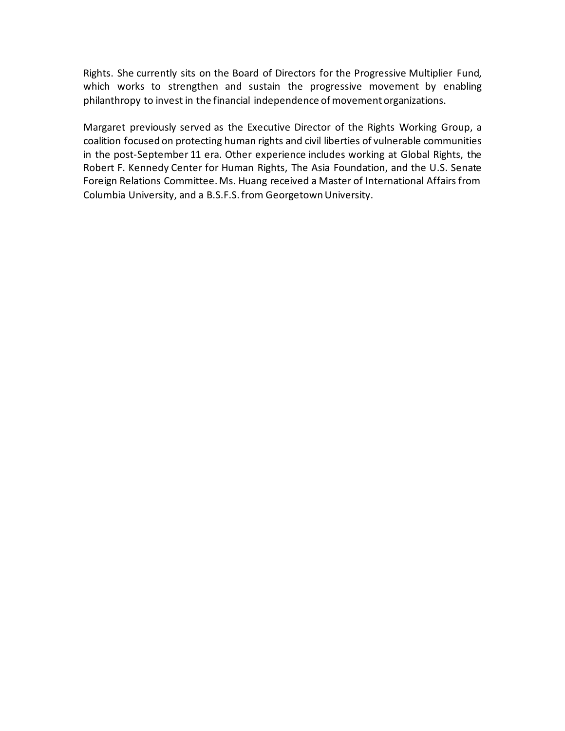Rights. She currently sits on the Board of Directors for the Progressive Multiplier Fund, which works to strengthen and sustain the progressive movement by enabling philanthropy to invest in the financial independence of movement organizations.

Margaret previously served as the Executive Director of the Rights Working Group, a coalition focused on protecting human rights and civil liberties of vulnerable communities in the post-September 11 era. Other experience includes working at Global Rights, the Robert F. Kennedy Center for Human Rights, The Asia Foundation, and the U.S. Senate Foreign Relations Committee. Ms. Huang received a Master of International Affairs from Columbia University, and a B.S.F.S. from Georgetown University.